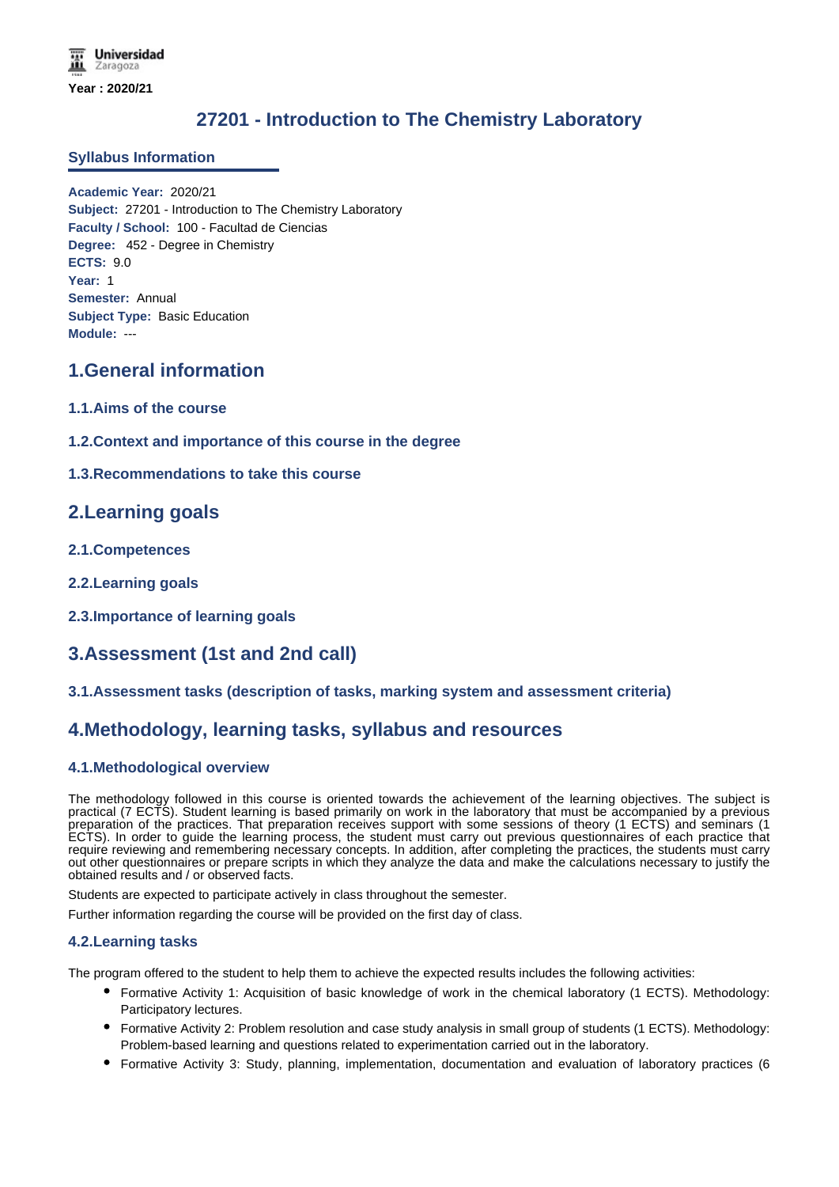Universidad Zaragoza

**Year : 2020/21**

# 27201 - Introduction to The Chemistry Laboratory

## Syllabus Information

**Academic Year:** 2020/21
**Subject:** 27201 - Introduction to The Chemistry Laboratory
**Faculty / School:** 100 - Facultad de Ciencias
**Degree:** 452 - Degree in Chemistry
**ECTS:** 9.0
**Year:** 1
**Semester:** Annual
**Subject Type:** Basic Education
**Module:** ---

## 1.General information

### 1.1.Aims of the course

### 1.2.Context and importance of this course in the degree

### 1.3.Recommendations to take this course

## 2.Learning goals

### 2.1.Competences

### 2.2.Learning goals

### 2.3.Importance of learning goals

## 3.Assessment (1st and 2nd call)

### 3.1.Assessment tasks (description of tasks, marking system and assessment criteria)

## 4.Methodology, learning tasks, syllabus and resources

### 4.1.Methodological overview

The methodology followed in this course is oriented towards the achievement of the learning objectives. The subject is practical (7 ECTS). Student learning is based primarily on work in the laboratory that must be accompanied by a previous preparation of the practices. That preparation receives support with some sessions of theory (1 ECTS) and seminars (1 ECTS). In order to guide the learning process, the student must carry out previous questionnaires of each practice that require reviewing and remembering necessary concepts. In addition, after completing the practices, the students must carry out other questionnaires or prepare scripts in which they analyze the data and make the calculations necessary to justify the obtained results and / or observed facts.

Students are expected to participate actively in class throughout the semester.

Further information regarding the course will be provided on the first day of class.

### 4.2.Learning tasks

The program offered to the student to help them to achieve the expected results includes the following activities:

- Formative Activity 1: Acquisition of basic knowledge of work in the chemical laboratory (1 ECTS). Methodology: Participatory lectures.
- Formative Activity 2: Problem resolution and case study analysis in small group of students (1 ECTS). Methodology: Problem-based learning and questions related to experimentation carried out in the laboratory.
- Formative Activity 3: Study, planning, implementation, documentation and evaluation of laboratory practices (6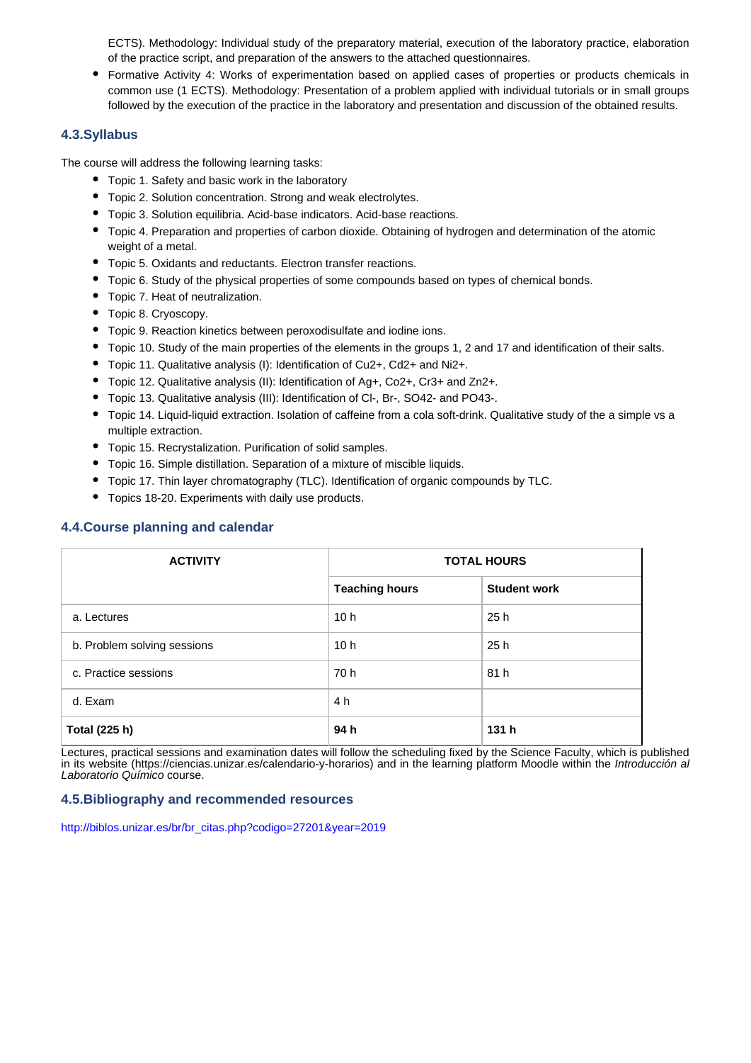ECTS). Methodology: Individual study of the preparatory material, execution of the laboratory practice, elaboration of the practice script, and preparation of the answers to the attached questionnaires.

- Formative Activity 4: Works of experimentation based on applied cases of properties or products chemicals in common use (1 ECTS). Methodology: Presentation of a problem applied with individual tutorials or in small groups followed by the execution of the practice in the laboratory and presentation and discussion of the obtained results.

### 4.3.Syllabus

The course will address the following learning tasks:

- Topic 1. Safety and basic work in the laboratory
- Topic 2. Solution concentration. Strong and weak electrolytes.
- Topic 3. Solution equilibria. Acid-base indicators. Acid-base reactions.
- Topic 4. Preparation and properties of carbon dioxide. Obtaining of hydrogen and determination of the atomic weight of a metal.
- Topic 5. Oxidants and reductants. Electron transfer reactions.
- Topic 6. Study of the physical properties of some compounds based on types of chemical bonds.
- Topic 7. Heat of neutralization.
- Topic 8. Cryoscopy.
- Topic 9. Reaction kinetics between peroxodisulfate and iodine ions.
- Topic 10. Study of the main properties of the elements in the groups 1, 2 and 17 and identification of their salts.
- Topic 11. Qualitative analysis (I): Identification of $Cu^{2+}$, $Cd^{2+}$ and $Ni^{2+}$.
- Topic 12. Qualitative analysis (II): Identification of $Ag^{+}$, $Co^{2+}$, $Cr^{3+}$ and $Zn^{2+}$.
- Topic 13. Qualitative analysis (III): Identification of $Cl^{-}$, $Br^{-}$, $SO_4^{2-}$ and $PO_4^{3-}$.
- Topic 14. Liquid-liquid extraction. Isolation of caffeine from a cola soft-drink. Qualitative study of the a simple vs a multiple extraction.
- Topic 15. Recrystalization. Purification of solid samples.
- Topic 16. Simple distillation. Separation of a mixture of miscible liquids.
- Topic 17. Thin layer chromatography (TLC). Identification of organic compounds by TLC.
- Topics 18-20. Experiments with daily use products.

### 4.4.Course planning and calendar

| ACTIVITY | TOTAL HOURS | |
|---|---|---|
| | **Teaching hours** | **Student work** |
| a. Lectures | 10 h | 25 h |
| b. Problem solving sessions | 10 h | 25 h |
| c. Practice sessions | 70 h | 81 h |
| d. Exam | 4 h | |
| **Total (225 h)** | **94 h** | **131 h** |

Lectures, practical sessions and examination dates will follow the scheduling fixed by the Science Faculty, which is published in its website (https://ciencias.unizar.es/calendario-y-horarios) and in the learning platform Moodle within the *Introducción al Laboratorio Químico* course.

### 4.5.Bibliography and recommended resources

http://biblos.unizar.es/br/br_citas.php?codigo=27201&year=2019